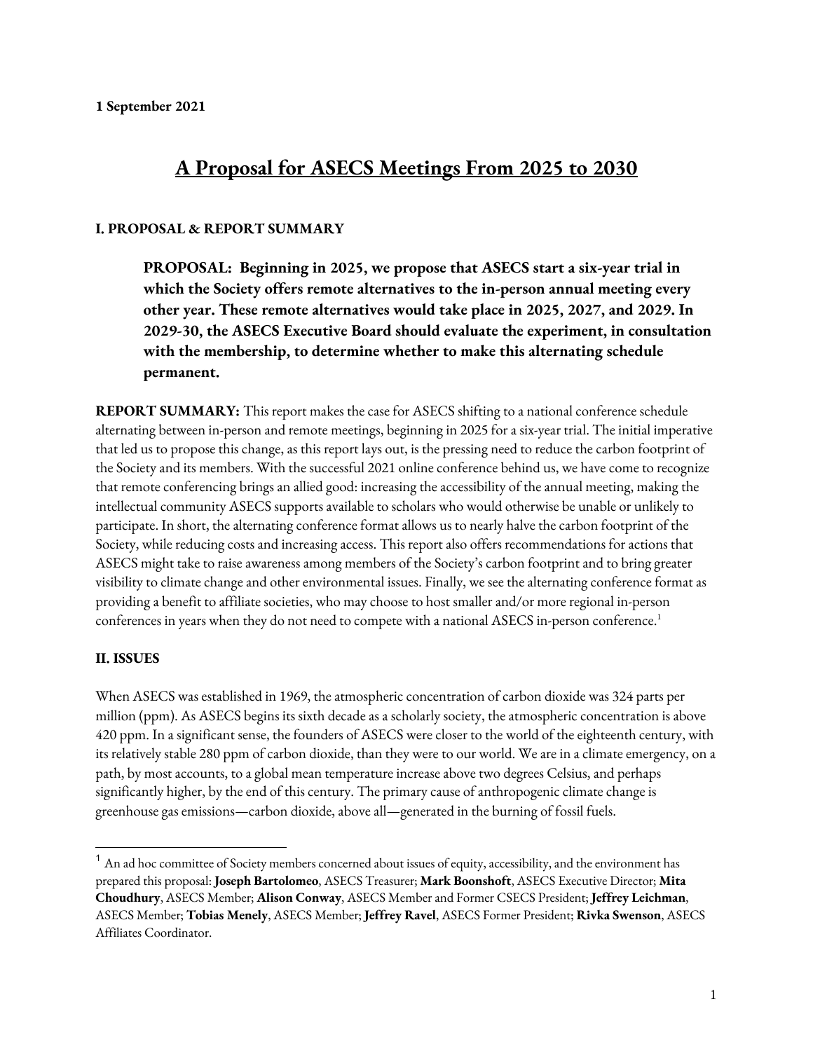**1 September 2021**

# A Proposal for ASECS Meetings From 2025 to 2030

## I. PROPOSAL & REPORT SUMMARY

> **PROPOSAL: Beginning in 2025, we propose that ASECS start a six-year trial in which the Society offers remote alternatives to the in-person annual meeting every other year. These remote alternatives would take place in 2025, 2027, and 2029. In 2029-30, the ASECS Executive Board should evaluate the experiment, in consultation with the membership, to determine whether to make this alternating schedule permanent.**

**REPORT SUMMARY:** This report makes the case for ASECS shifting to a national conference schedule alternating between in-person and remote meetings, beginning in 2025 for a six-year trial. The initial imperative that led us to propose this change, as this report lays out, is the pressing need to reduce the carbon footprint of the Society and its members. With the successful 2021 online conference behind us, we have come to recognize that remote conferencing brings an allied good: increasing the accessibility of the annual meeting, making the intellectual community ASECS supports available to scholars who would otherwise be unable or unlikely to participate. In short, the alternating conference format allows us to nearly halve the carbon footprint of the Society, while reducing costs and increasing access. This report also offers recommendations for actions that ASECS might take to raise awareness among members of the Society's carbon footprint and to bring greater visibility to climate change and other environmental issues. Finally, we see the alternating conference format as providing a benefit to affiliate societies, who may choose to host smaller and/or more regional in-person conferences in years when they do not need to compete with a national ASECS in-person conference.[1]

## II. ISSUES

When ASECS was established in 1969, the atmospheric concentration of carbon dioxide was 324 parts per million (ppm). As ASECS begins its sixth decade as a scholarly society, the atmospheric concentration is above 420 ppm. In a significant sense, the founders of ASECS were closer to the world of the eighteenth century, with its relatively stable 280 ppm of carbon dioxide, than they were to our world. We are in a climate emergency, on a path, by most accounts, to a global mean temperature increase above two degrees Celsius, and perhaps significantly higher, by the end of this century. The primary cause of anthropogenic climate change is greenhouse gas emissions—carbon dioxide, above all—generated in the burning of fossil fuels.

---

[1] An ad hoc committee of Society members concerned about issues of equity, accessibility, and the environment has prepared this proposal: **Joseph Bartolomeo**, ASECS Treasurer; **Mark Boonshoft**, ASECS Executive Director; **Mita Choudhury**, ASECS Member; **Alison Conway**, ASECS Member and Former CSECS President; **Jeffrey Leichman**, ASECS Member; **Tobias Menely**, ASECS Member; **Jeffrey Ravel**, ASECS Former President; **Rivka Swenson**, ASECS Affiliates Coordinator.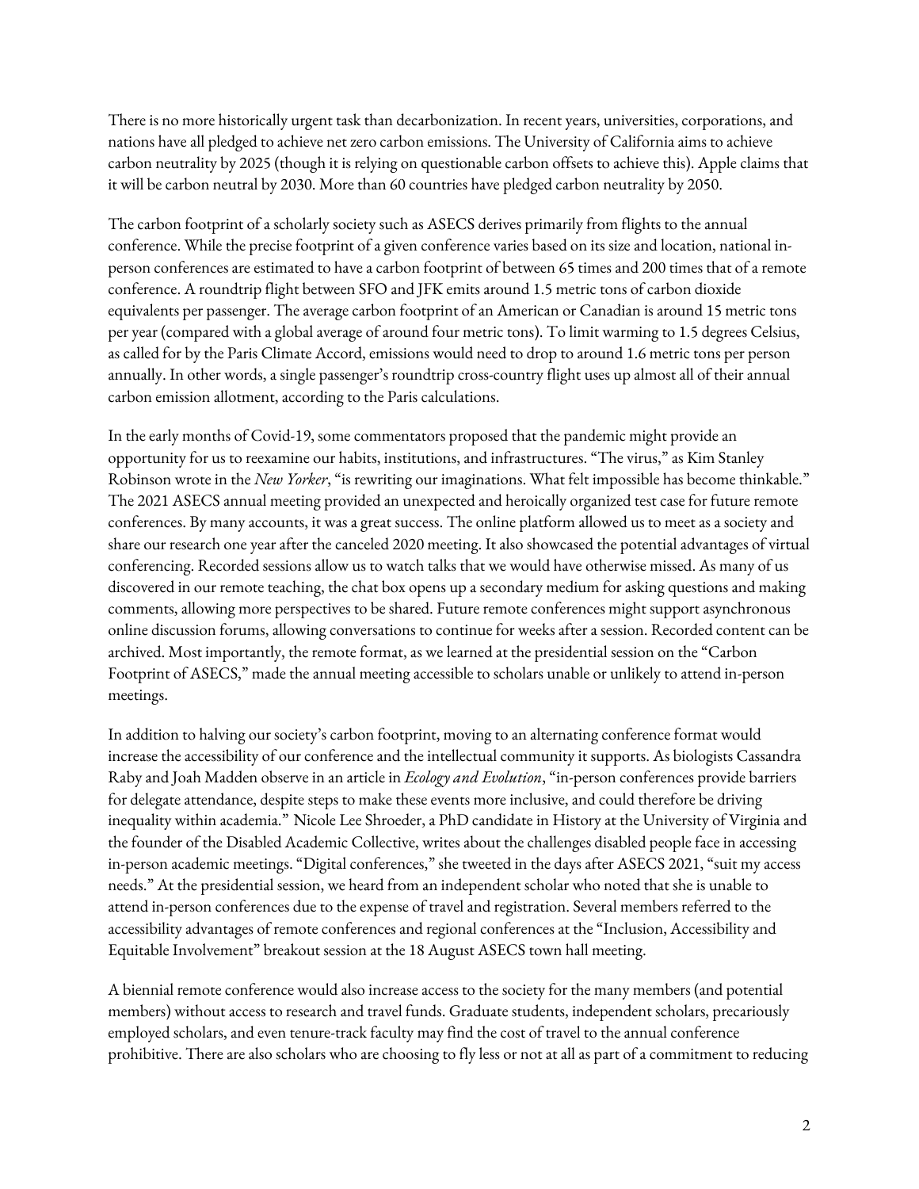There is no more historically urgent task than decarbonization. In recent years, universities, corporations, and nations have all pledged to achieve net zero carbon emissions. The University of California aims to achieve carbon neutrality by 2025 (though it is relying on questionable carbon offsets to achieve this). Apple claims that it will be carbon neutral by 2030. More than 60 countries have pledged carbon neutrality by 2050.

The carbon footprint of a scholarly society such as ASECS derives primarily from flights to the annual conference. While the precise footprint of a given conference varies based on its size and location, national in-person conferences are estimated to have a carbon footprint of between 65 times and 200 times that of a remote conference. A roundtrip flight between SFO and JFK emits around 1.5 metric tons of carbon dioxide equivalents per passenger. The average carbon footprint of an American or Canadian is around 15 metric tons per year (compared with a global average of around four metric tons). To limit warming to 1.5 degrees Celsius, as called for by the Paris Climate Accord, emissions would need to drop to around 1.6 metric tons per person annually. In other words, a single passenger's roundtrip cross-country flight uses up almost all of their annual carbon emission allotment, according to the Paris calculations.

In the early months of Covid-19, some commentators proposed that the pandemic might provide an opportunity for us to reexamine our habits, institutions, and infrastructures. "The virus," as Kim Stanley Robinson wrote in the *New Yorker*, "is rewriting our imaginations. What felt impossible has become thinkable." The 2021 ASECS annual meeting provided an unexpected and heroically organized test case for future remote conferences. By many accounts, it was a great success. The online platform allowed us to meet as a society and share our research one year after the canceled 2020 meeting. It also showcased the potential advantages of virtual conferencing. Recorded sessions allow us to watch talks that we would have otherwise missed. As many of us discovered in our remote teaching, the chat box opens up a secondary medium for asking questions and making comments, allowing more perspectives to be shared. Future remote conferences might support asynchronous online discussion forums, allowing conversations to continue for weeks after a session. Recorded content can be archived. Most importantly, the remote format, as we learned at the presidential session on the "Carbon Footprint of ASECS," made the annual meeting accessible to scholars unable or unlikely to attend in-person meetings.

In addition to halving our society's carbon footprint, moving to an alternating conference format would increase the accessibility of our conference and the intellectual community it supports. As biologists Cassandra Raby and Joah Madden observe in an article in *Ecology and Evolution*, "in-person conferences provide barriers for delegate attendance, despite steps to make these events more inclusive, and could therefore be driving inequality within academia." Nicole Lee Shroeder, a PhD candidate in History at the University of Virginia and the founder of the Disabled Academic Collective, writes about the challenges disabled people face in accessing in-person academic meetings. "Digital conferences," she tweeted in the days after ASECS 2021, "suit my access needs." At the presidential session, we heard from an independent scholar who noted that she is unable to attend in-person conferences due to the expense of travel and registration. Several members referred to the accessibility advantages of remote conferences and regional conferences at the "Inclusion, Accessibility and Equitable Involvement" breakout session at the 18 August ASECS town hall meeting.

A biennial remote conference would also increase access to the society for the many members (and potential members) without access to research and travel funds. Graduate students, independent scholars, precariously employed scholars, and even tenure-track faculty may find the cost of travel to the annual conference prohibitive. There are also scholars who are choosing to fly less or not at all as part of a commitment to reducing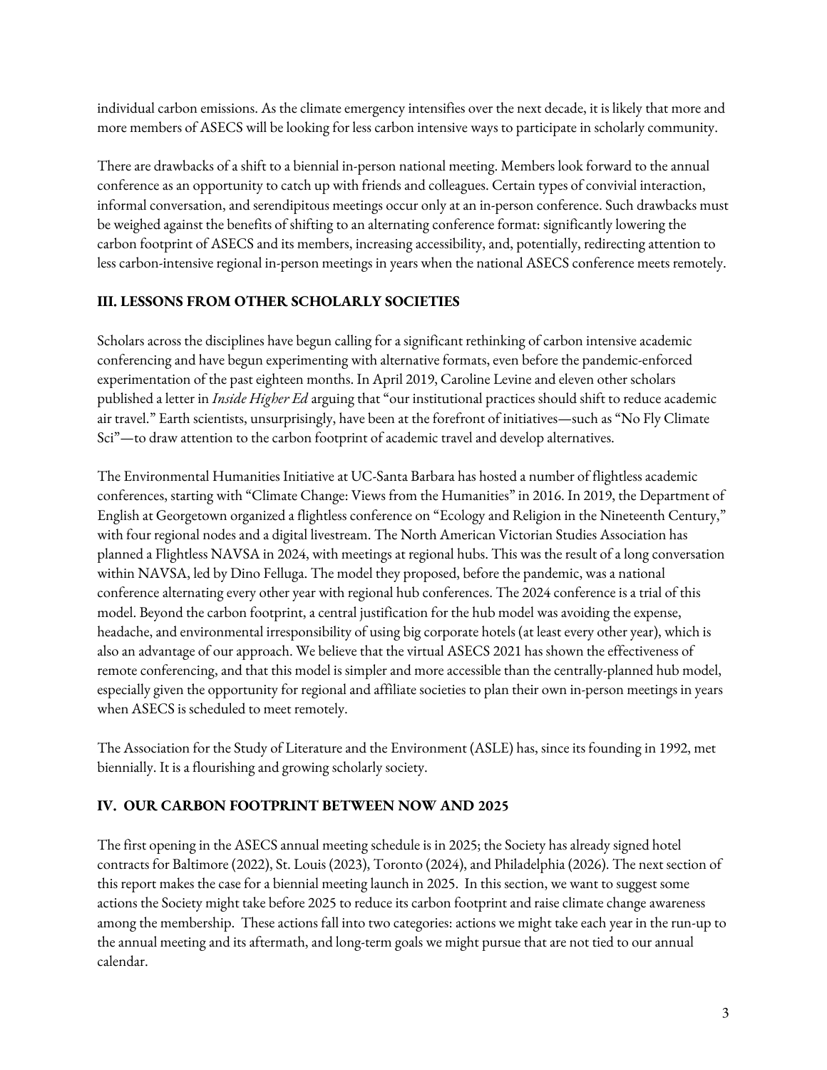individual carbon emissions. As the climate emergency intensifies over the next decade, it is likely that more and more members of ASECS will be looking for less carbon intensive ways to participate in scholarly community.

There are drawbacks of a shift to a biennial in-person national meeting. Members look forward to the annual conference as an opportunity to catch up with friends and colleagues. Certain types of convivial interaction, informal conversation, and serendipitous meetings occur only at an in-person conference. Such drawbacks must be weighed against the benefits of shifting to an alternating conference format: significantly lowering the carbon footprint of ASECS and its members, increasing accessibility, and, potentially, redirecting attention to less carbon-intensive regional in-person meetings in years when the national ASECS conference meets remotely.

## III. LESSONS FROM OTHER SCHOLARLY SOCIETIES

Scholars across the disciplines have begun calling for a significant rethinking of carbon intensive academic conferencing and have begun experimenting with alternative formats, even before the pandemic-enforced experimentation of the past eighteen months. In April 2019, Caroline Levine and eleven other scholars published a letter in *Inside Higher Ed* arguing that "our institutional practices should shift to reduce academic air travel." Earth scientists, unsurprisingly, have been at the forefront of initiatives—such as "No Fly Climate Sci"—to draw attention to the carbon footprint of academic travel and develop alternatives.

The Environmental Humanities Initiative at UC-Santa Barbara has hosted a number of flightless academic conferences, starting with "Climate Change: Views from the Humanities" in 2016. In 2019, the Department of English at Georgetown organized a flightless conference on "Ecology and Religion in the Nineteenth Century," with four regional nodes and a digital livestream. The North American Victorian Studies Association has planned a Flightless NAVSA in 2024, with meetings at regional hubs. This was the result of a long conversation within NAVSA, led by Dino Felluga. The model they proposed, before the pandemic, was a national conference alternating every other year with regional hub conferences. The 2024 conference is a trial of this model. Beyond the carbon footprint, a central justification for the hub model was avoiding the expense, headache, and environmental irresponsibility of using big corporate hotels (at least every other year), which is also an advantage of our approach. We believe that the virtual ASECS 2021 has shown the effectiveness of remote conferencing, and that this model is simpler and more accessible than the centrally-planned hub model, especially given the opportunity for regional and affiliate societies to plan their own in-person meetings in years when ASECS is scheduled to meet remotely.

The Association for the Study of Literature and the Environment (ASLE) has, since its founding in 1992, met biennially. It is a flourishing and growing scholarly society.

## IV. OUR CARBON FOOTPRINT BETWEEN NOW AND 2025

The first opening in the ASECS annual meeting schedule is in 2025; the Society has already signed hotel contracts for Baltimore (2022), St. Louis (2023), Toronto (2024), and Philadelphia (2026). The next section of this report makes the case for a biennial meeting launch in 2025. In this section, we want to suggest some actions the Society might take before 2025 to reduce its carbon footprint and raise climate change awareness among the membership. These actions fall into two categories: actions we might take each year in the run-up to the annual meeting and its aftermath, and long-term goals we might pursue that are not tied to our annual calendar.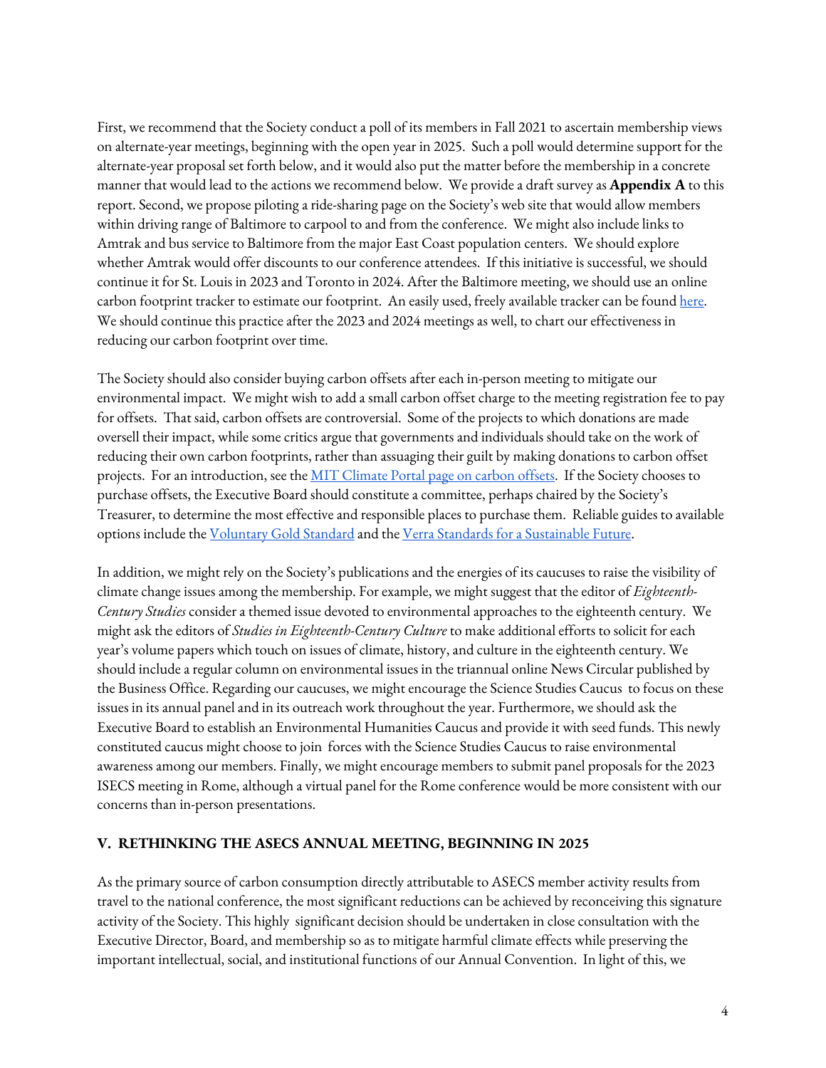First, we recommend that the Society conduct a poll of its members in Fall 2021 to ascertain membership views on alternate-year meetings, beginning with the open year in 2025. Such a poll would determine support for the alternate-year proposal set forth below, and it would also put the matter before the membership in a concrete manner that would lead to the actions we recommend below. We provide a draft survey as **Appendix A** to this report. Second, we propose piloting a ride-sharing page on the Society's web site that would allow members within driving range of Baltimore to carpool to and from the conference. We might also include links to Amtrak and bus service to Baltimore from the major East Coast population centers. We should explore whether Amtrak would offer discounts to our conference attendees. If this initiative is successful, we should continue it for St. Louis in 2023 and Toronto in 2024. After the Baltimore meeting, we should use an online carbon footprint tracker to estimate our footprint. An easily used, freely available tracker can be found here. We should continue this practice after the 2023 and 2024 meetings as well, to chart our effectiveness in reducing our carbon footprint over time.

The Society should also consider buying carbon offsets after each in-person meeting to mitigate our environmental impact. We might wish to add a small carbon offset charge to the meeting registration fee to pay for offsets. That said, carbon offsets are controversial. Some of the projects to which donations are made oversell their impact, while some critics argue that governments and individuals should take on the work of reducing their own carbon footprints, rather than assuaging their guilt by making donations to carbon offset projects. For an introduction, see the MIT Climate Portal page on carbon offsets. If the Society chooses to purchase offsets, the Executive Board should constitute a committee, perhaps chaired by the Society's Treasurer, to determine the most effective and responsible places to purchase them. Reliable guides to available options include the Voluntary Gold Standard and the Verra Standards for a Sustainable Future.

In addition, we might rely on the Society's publications and the energies of its caucuses to raise the visibility of climate change issues among the membership. For example, we might suggest that the editor of *Eighteenth-Century Studies* consider a themed issue devoted to environmental approaches to the eighteenth century. We might ask the editors of *Studies in Eighteenth-Century Culture* to make additional efforts to solicit for each year's volume papers which touch on issues of climate, history, and culture in the eighteenth century. We should include a regular column on environmental issues in the triannual online News Circular published by the Business Office. Regarding our caucuses, we might encourage the Science Studies Caucus to focus on these issues in its annual panel and in its outreach work throughout the year. Furthermore, we should ask the Executive Board to establish an Environmental Humanities Caucus and provide it with seed funds. This newly constituted caucus might choose to join forces with the Science Studies Caucus to raise environmental awareness among our members. Finally, we might encourage members to submit panel proposals for the 2023 ISECS meeting in Rome, although a virtual panel for the Rome conference would be more consistent with our concerns than in-person presentations.

## V. RETHINKING THE ASECS ANNUAL MEETING, BEGINNING IN 2025

As the primary source of carbon consumption directly attributable to ASECS member activity results from travel to the national conference, the most significant reductions can be achieved by reconceiving this signature activity of the Society. This highly significant decision should be undertaken in close consultation with the Executive Director, Board, and membership so as to mitigate harmful climate effects while preserving the important intellectual, social, and institutional functions of our Annual Convention. In light of this, we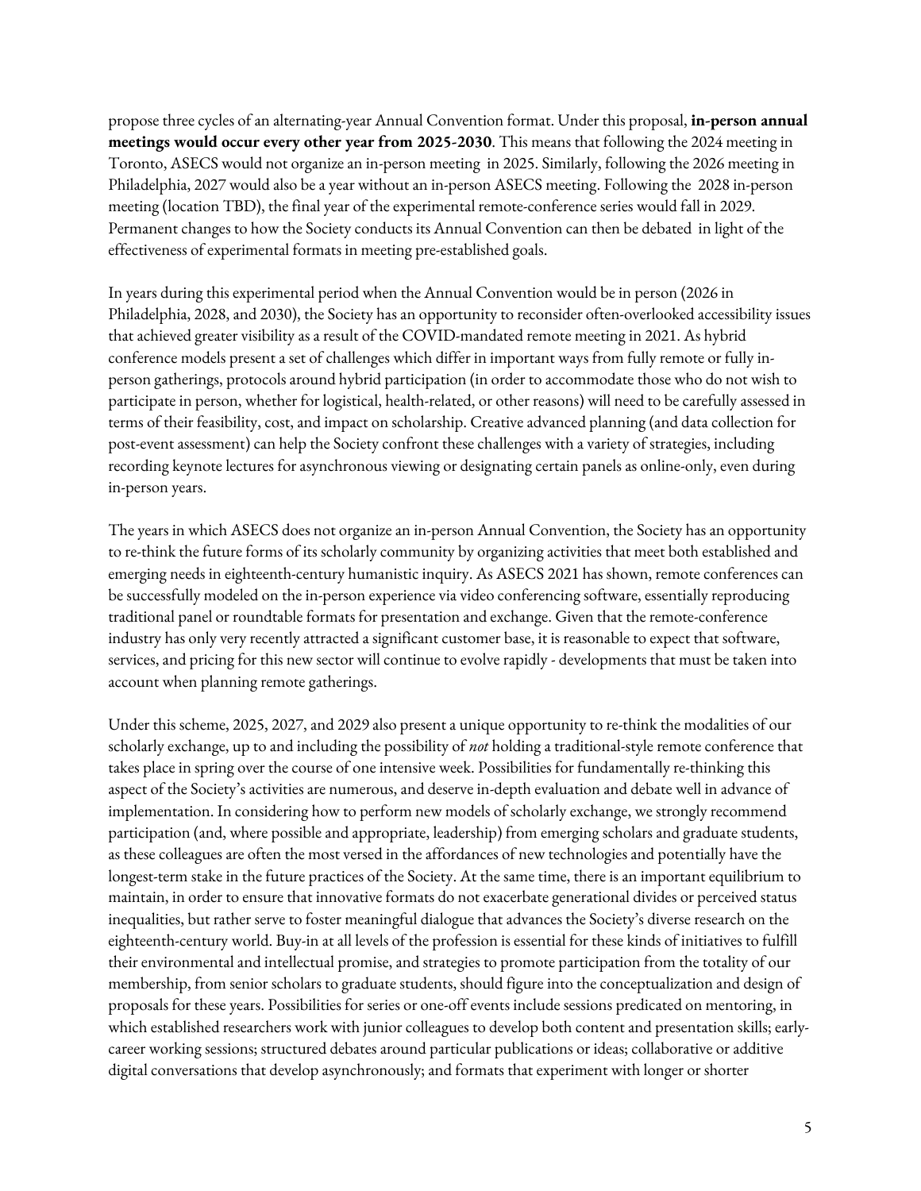propose three cycles of an alternating-year Annual Convention format. Under this proposal, **in-person annual meetings would occur every other year from 2025-2030**. This means that following the 2024 meeting in Toronto, ASECS would not organize an in-person meeting in 2025. Similarly, following the 2026 meeting in Philadelphia, 2027 would also be a year without an in-person ASECS meeting. Following the 2028 in-person meeting (location TBD), the final year of the experimental remote-conference series would fall in 2029. Permanent changes to how the Society conducts its Annual Convention can then be debated in light of the effectiveness of experimental formats in meeting pre-established goals.

In years during this experimental period when the Annual Convention would be in person (2026 in Philadelphia, 2028, and 2030), the Society has an opportunity to reconsider often-overlooked accessibility issues that achieved greater visibility as a result of the COVID-mandated remote meeting in 2021. As hybrid conference models present a set of challenges which differ in important ways from fully remote or fully in-person gatherings, protocols around hybrid participation (in order to accommodate those who do not wish to participate in person, whether for logistical, health-related, or other reasons) will need to be carefully assessed in terms of their feasibility, cost, and impact on scholarship. Creative advanced planning (and data collection for post-event assessment) can help the Society confront these challenges with a variety of strategies, including recording keynote lectures for asynchronous viewing or designating certain panels as online-only, even during in-person years.

The years in which ASECS does not organize an in-person Annual Convention, the Society has an opportunity to re-think the future forms of its scholarly community by organizing activities that meet both established and emerging needs in eighteenth-century humanistic inquiry. As ASECS 2021 has shown, remote conferences can be successfully modeled on the in-person experience via video conferencing software, essentially reproducing traditional panel or roundtable formats for presentation and exchange. Given that the remote-conference industry has only very recently attracted a significant customer base, it is reasonable to expect that software, services, and pricing for this new sector will continue to evolve rapidly - developments that must be taken into account when planning remote gatherings.

Under this scheme, 2025, 2027, and 2029 also present a unique opportunity to re-think the modalities of our scholarly exchange, up to and including the possibility of *not* holding a traditional-style remote conference that takes place in spring over the course of one intensive week. Possibilities for fundamentally re-thinking this aspect of the Society's activities are numerous, and deserve in-depth evaluation and debate well in advance of implementation. In considering how to perform new models of scholarly exchange, we strongly recommend participation (and, where possible and appropriate, leadership) from emerging scholars and graduate students, as these colleagues are often the most versed in the affordances of new technologies and potentially have the longest-term stake in the future practices of the Society. At the same time, there is an important equilibrium to maintain, in order to ensure that innovative formats do not exacerbate generational divides or perceived status inequalities, but rather serve to foster meaningful dialogue that advances the Society's diverse research on the eighteenth-century world. Buy-in at all levels of the profession is essential for these kinds of initiatives to fulfill their environmental and intellectual promise, and strategies to promote participation from the totality of our membership, from senior scholars to graduate students, should figure into the conceptualization and design of proposals for these years. Possibilities for series or one-off events include sessions predicated on mentoring, in which established researchers work with junior colleagues to develop both content and presentation skills; early-career working sessions; structured debates around particular publications or ideas; collaborative or additive digital conversations that develop asynchronously; and formats that experiment with longer or shorter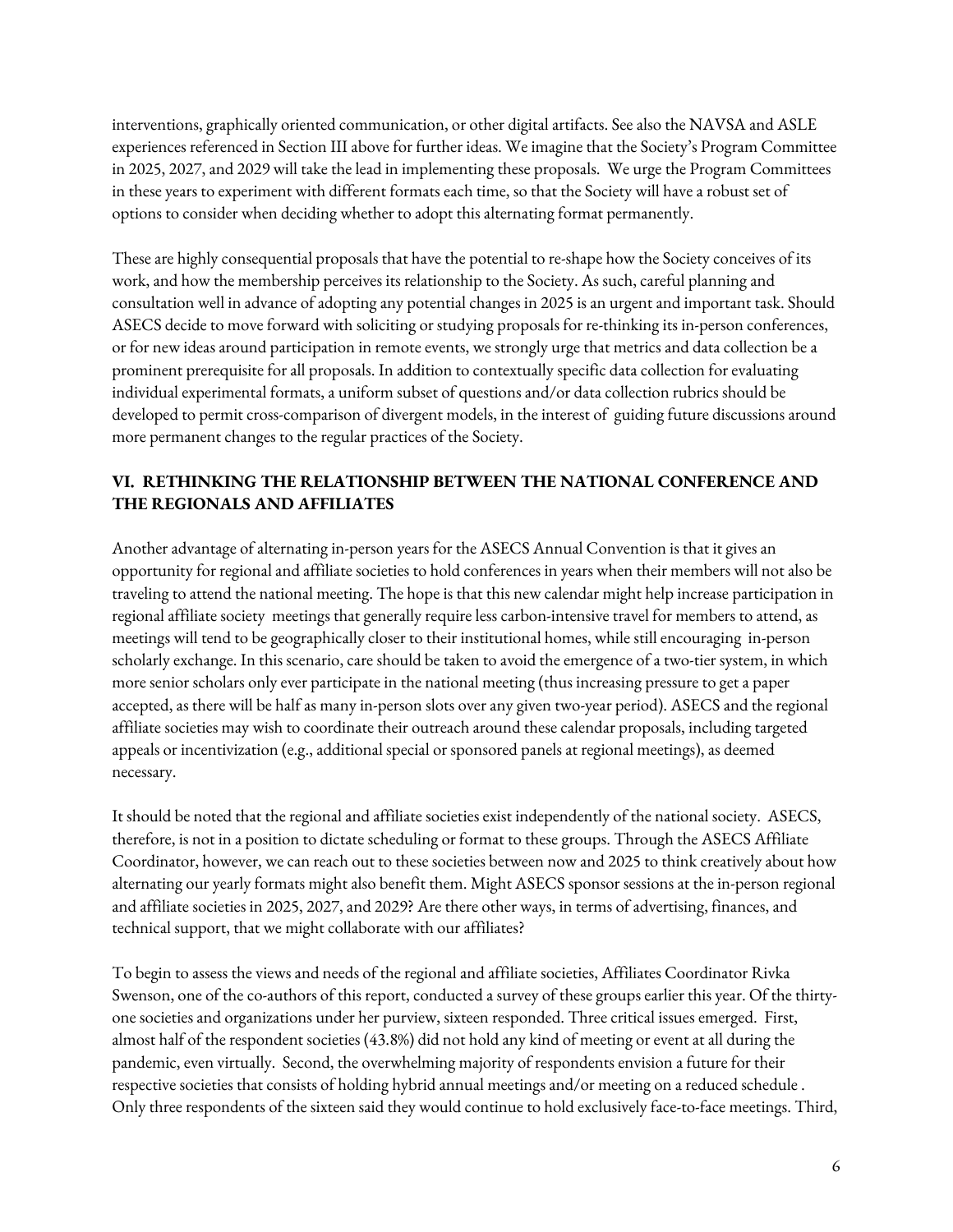interventions, graphically oriented communication, or other digital artifacts. See also the NAVSA and ASLE experiences referenced in Section III above for further ideas. We imagine that the Society's Program Committee in 2025, 2027, and 2029 will take the lead in implementing these proposals. We urge the Program Committees in these years to experiment with different formats each time, so that the Society will have a robust set of options to consider when deciding whether to adopt this alternating format permanently.

These are highly consequential proposals that have the potential to re-shape how the Society conceives of its work, and how the membership perceives its relationship to the Society. As such, careful planning and consultation well in advance of adopting any potential changes in 2025 is an urgent and important task. Should ASECS decide to move forward with soliciting or studying proposals for re-thinking its in-person conferences, or for new ideas around participation in remote events, we strongly urge that metrics and data collection be a prominent prerequisite for all proposals. In addition to contextually specific data collection for evaluating individual experimental formats, a uniform subset of questions and/or data collection rubrics should be developed to permit cross-comparison of divergent models, in the interest of guiding future discussions around more permanent changes to the regular practices of the Society.

## VI. RETHINKING THE RELATIONSHIP BETWEEN THE NATIONAL CONFERENCE AND THE REGIONALS AND AFFILIATES

Another advantage of alternating in-person years for the ASECS Annual Convention is that it gives an opportunity for regional and affiliate societies to hold conferences in years when their members will not also be traveling to attend the national meeting. The hope is that this new calendar might help increase participation in regional affiliate society meetings that generally require less carbon-intensive travel for members to attend, as meetings will tend to be geographically closer to their institutional homes, while still encouraging in-person scholarly exchange. In this scenario, care should be taken to avoid the emergence of a two-tier system, in which more senior scholars only ever participate in the national meeting (thus increasing pressure to get a paper accepted, as there will be half as many in-person slots over any given two-year period). ASECS and the regional affiliate societies may wish to coordinate their outreach around these calendar proposals, including targeted appeals or incentivization (e.g., additional special or sponsored panels at regional meetings), as deemed necessary.

It should be noted that the regional and affiliate societies exist independently of the national society. ASECS, therefore, is not in a position to dictate scheduling or format to these groups. Through the ASECS Affiliate Coordinator, however, we can reach out to these societies between now and 2025 to think creatively about how alternating our yearly formats might also benefit them. Might ASECS sponsor sessions at the in-person regional and affiliate societies in 2025, 2027, and 2029? Are there other ways, in terms of advertising, finances, and technical support, that we might collaborate with our affiliates?

To begin to assess the views and needs of the regional and affiliate societies, Affiliates Coordinator Rivka Swenson, one of the co-authors of this report, conducted a survey of these groups earlier this year. Of the thirty-one societies and organizations under her purview, sixteen responded. Three critical issues emerged. First, almost half of the respondent societies (43.8%) did not hold any kind of meeting or event at all during the pandemic, even virtually. Second, the overwhelming majority of respondents envision a future for their respective societies that consists of holding hybrid annual meetings and/or meeting on a reduced schedule . Only three respondents of the sixteen said they would continue to hold exclusively face-to-face meetings. Third,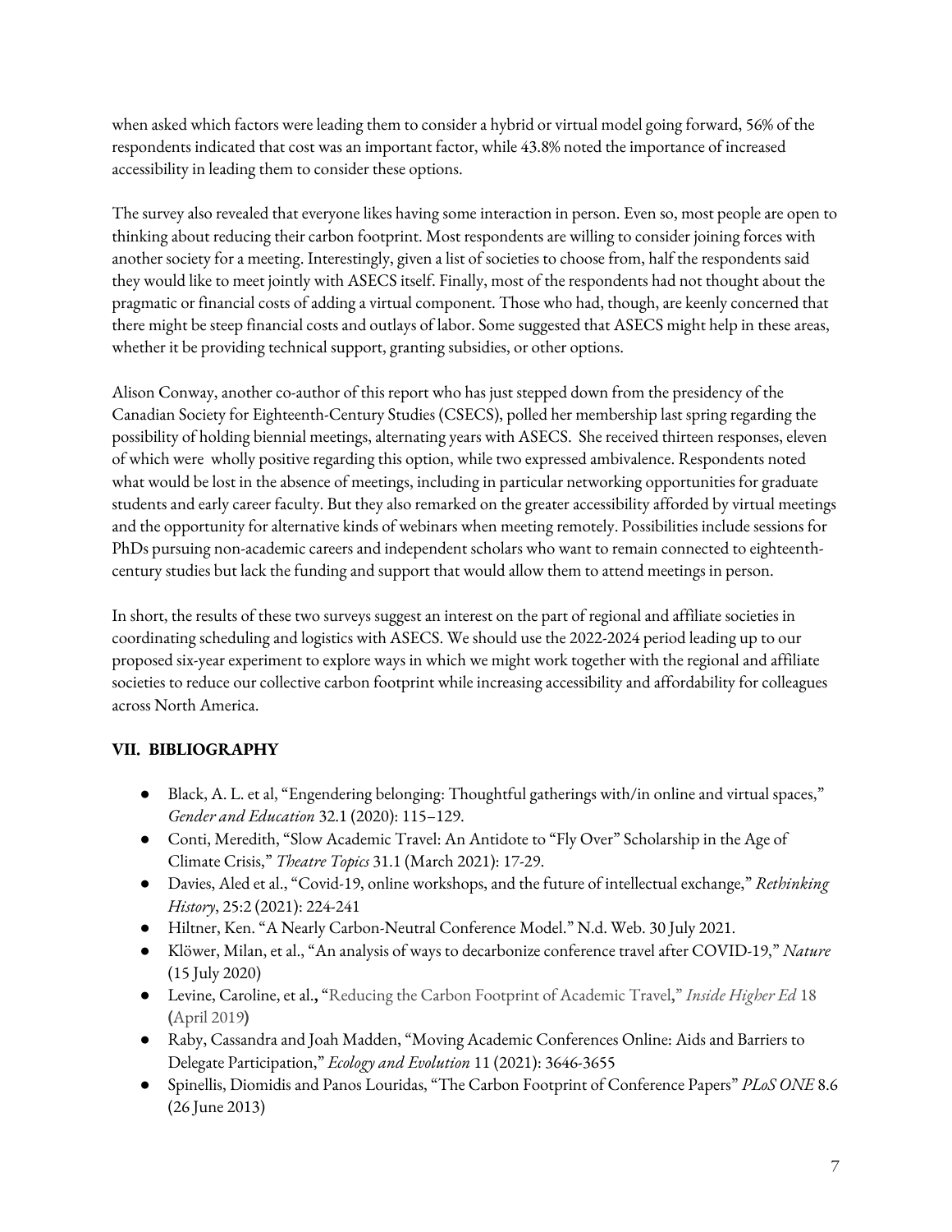when asked which factors were leading them to consider a hybrid or virtual model going forward, 56% of the respondents indicated that cost was an important factor, while 43.8% noted the importance of increased accessibility in leading them to consider these options.

The survey also revealed that everyone likes having some interaction in person. Even so, most people are open to thinking about reducing their carbon footprint. Most respondents are willing to consider joining forces with another society for a meeting. Interestingly, given a list of societies to choose from, half the respondents said they would like to meet jointly with ASECS itself. Finally, most of the respondents had not thought about the pragmatic or financial costs of adding a virtual component. Those who had, though, are keenly concerned that there might be steep financial costs and outlays of labor. Some suggested that ASECS might help in these areas, whether it be providing technical support, granting subsidies, or other options.

Alison Conway, another co-author of this report who has just stepped down from the presidency of the Canadian Society for Eighteenth-Century Studies (CSECS), polled her membership last spring regarding the possibility of holding biennial meetings, alternating years with ASECS. She received thirteen responses, eleven of which were wholly positive regarding this option, while two expressed ambivalence. Respondents noted what would be lost in the absence of meetings, including in particular networking opportunities for graduate students and early career faculty. But they also remarked on the greater accessibility afforded by virtual meetings and the opportunity for alternative kinds of webinars when meeting remotely. Possibilities include sessions for PhDs pursuing non-academic careers and independent scholars who want to remain connected to eighteenth-century studies but lack the funding and support that would allow them to attend meetings in person.

In short, the results of these two surveys suggest an interest on the part of regional and affiliate societies in coordinating scheduling and logistics with ASECS. We should use the 2022-2024 period leading up to our proposed six-year experiment to explore ways in which we might work together with the regional and affiliate societies to reduce our collective carbon footprint while increasing accessibility and affordability for colleagues across North America.

## VII. BIBLIOGRAPHY

- Black, A. L. et al, "Engendering belonging: Thoughtful gatherings with/in online and virtual spaces," *Gender and Education* 32.1 (2020): 115–129.
- Conti, Meredith, "Slow Academic Travel: An Antidote to "Fly Over" Scholarship in the Age of Climate Crisis," *Theatre Topics* 31.1 (March 2021): 17-29.
- Davies, Aled et al., "Covid-19, online workshops, and the future of intellectual exchange," *Rethinking History*, 25:2 (2021): 224-241
- Hiltner, Ken. "A Nearly Carbon-Neutral Conference Model." N.d. Web. 30 July 2021.
- Klöwer, Milan, et al., "An analysis of ways to decarbonize conference travel after COVID-19," *Nature* (15 July 2020)
- Levine, Caroline, et al., "Reducing the Carbon Footprint of Academic Travel," *Inside Higher Ed* 18 (April 2019)
- Raby, Cassandra and Joah Madden, "Moving Academic Conferences Online: Aids and Barriers to Delegate Participation," *Ecology and Evolution* 11 (2021): 3646-3655
- Spinellis, Diomidis and Panos Louridas, "The Carbon Footprint of Conference Papers" *PLoS ONE* 8.6 (26 June 2013)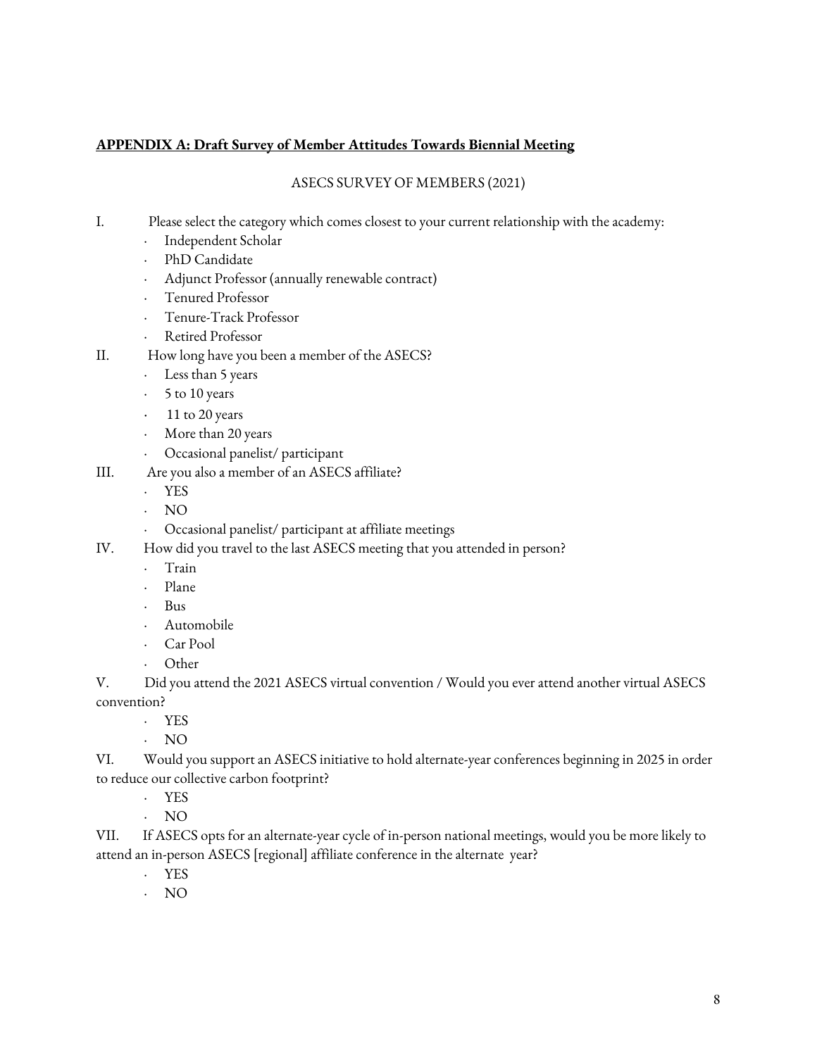**APPENDIX A: Draft Survey of Member Attitudes Towards Biennial Meeting**

ASECS SURVEY OF MEMBERS (2021)

I. Please select the category which comes closest to your current relationship with the academy:
- Independent Scholar
- PhD Candidate
- Adjunct Professor (annually renewable contract)
- Tenured Professor
- Tenure-Track Professor
- Retired Professor

II. How long have you been a member of the ASECS?
- Less than 5 years
- 5 to 10 years
- 11 to 20 years
- More than 20 years
- Occasional panelist/ participant

III. Are you also a member of an ASECS affiliate?
- YES
- NO
- Occasional panelist/ participant at affiliate meetings

IV. How did you travel to the last ASECS meeting that you attended in person?
- Train
- Plane
- Bus
- Automobile
- Car Pool
- Other

V. Did you attend the 2021 ASECS virtual convention / Would you ever attend another virtual ASECS convention?
- YES
- NO

VI. Would you support an ASECS initiative to hold alternate-year conferences beginning in 2025 in order to reduce our collective carbon footprint?
- YES
- NO

VII. If ASECS opts for an alternate-year cycle of in-person national meetings, would you be more likely to attend an in-person ASECS [regional] affiliate conference in the alternate year?
- YES
- NO